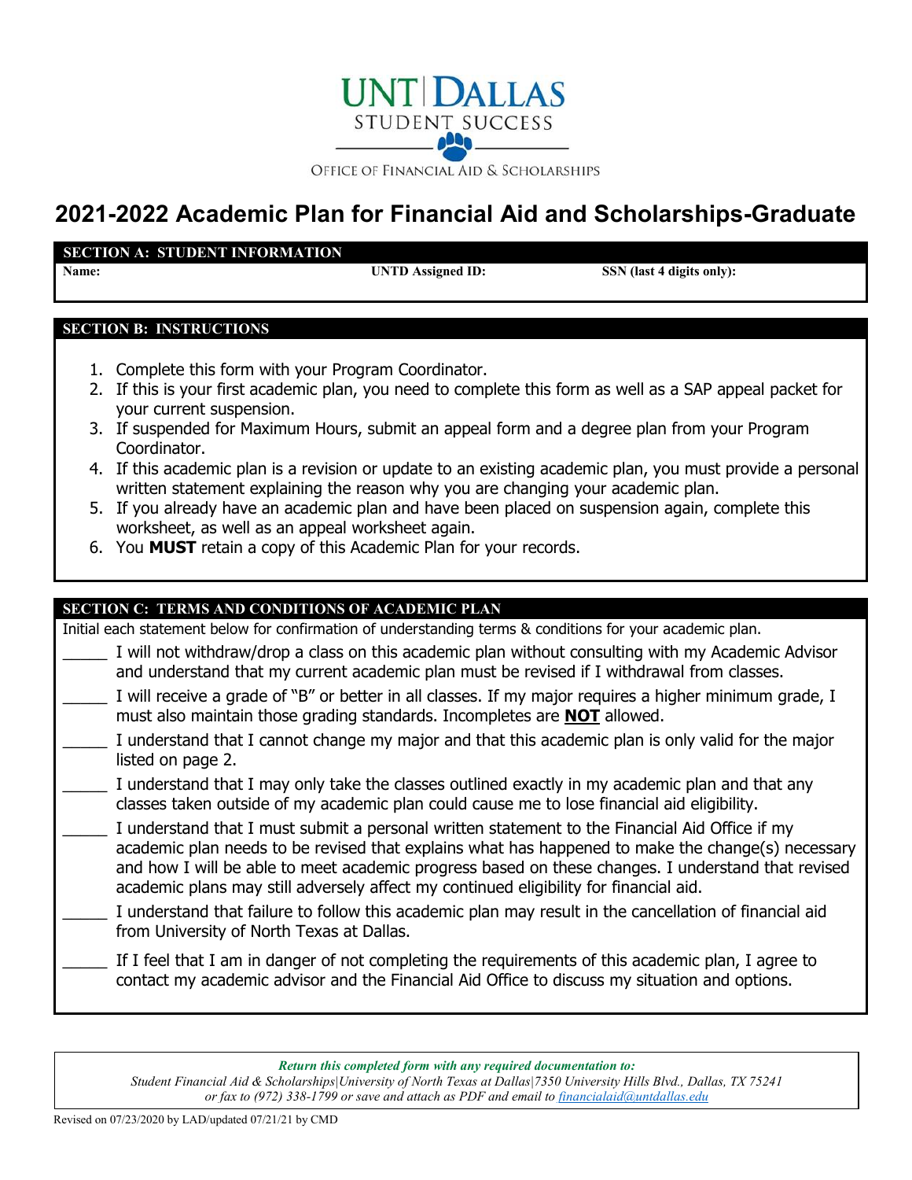UNT | DALLAS

STUDENT SUCCESS

OFFICE OF FINANCIAL AID & SCHOLARSHIPS

# 2021-2022 Academic Plan for Financial Aid and Scholarships-Graduate

## SECTION A: STUDENT INFORMATION

**Name:** **UNTD Assigned ID:** **SSN (last 4 digits only):**

## SECTION B: INSTRUCTIONS

1. Complete this form with your Program Coordinator.
2. If this is your first academic plan, you need to complete this form as well as a SAP appeal packet for your current suspension.
3. If suspended for Maximum Hours, submit an appeal form and a degree plan from your Program Coordinator.
4. If this academic plan is a revision or update to an existing academic plan, you must provide a personal written statement explaining the reason why you are changing your academic plan.
5. If you already have an academic plan and have been placed on suspension again, complete this worksheet, as well as an appeal worksheet again.
6. You **MUST** retain a copy of this Academic Plan for your records.

## SECTION C: TERMS AND CONDITIONS OF ACADEMIC PLAN

Initial each statement below for confirmation of understanding terms & conditions for your academic plan.

_____ I will not withdraw/drop a class on this academic plan without consulting with my Academic Advisor and understand that my current academic plan must be revised if I withdrawal from classes.

_____ I will receive a grade of "B" or better in all classes. If my major requires a higher minimum grade, I must also maintain those grading standards. Incompletes are **NOT** allowed.

_____ I understand that I cannot change my major and that this academic plan is only valid for the major listed on page 2.

_____ I understand that I may only take the classes outlined exactly in my academic plan and that any classes taken outside of my academic plan could cause me to lose financial aid eligibility.

_____ I understand that I must submit a personal written statement to the Financial Aid Office if my academic plan needs to be revised that explains what has happened to make the change(s) necessary and how I will be able to meet academic progress based on these changes. I understand that revised academic plans may still adversely affect my continued eligibility for financial aid.

_____ I understand that failure to follow this academic plan may result in the cancellation of financial aid from University of North Texas at Dallas.

_____ If I feel that I am in danger of not completing the requirements of this academic plan, I agree to contact my academic advisor and the Financial Aid Office to discuss my situation and options.

***Return this completed form with any required documentation to:***

*Student Financial Aid & Scholarships|University of North Texas at Dallas|7350 University Hills Blvd., Dallas, TX 75241 or fax to (972) 338-1799 or save and attach as PDF and email to financialaid@untdallas.edu*

Revised on 07/23/2020 by LAD/updated 07/21/21 by CMD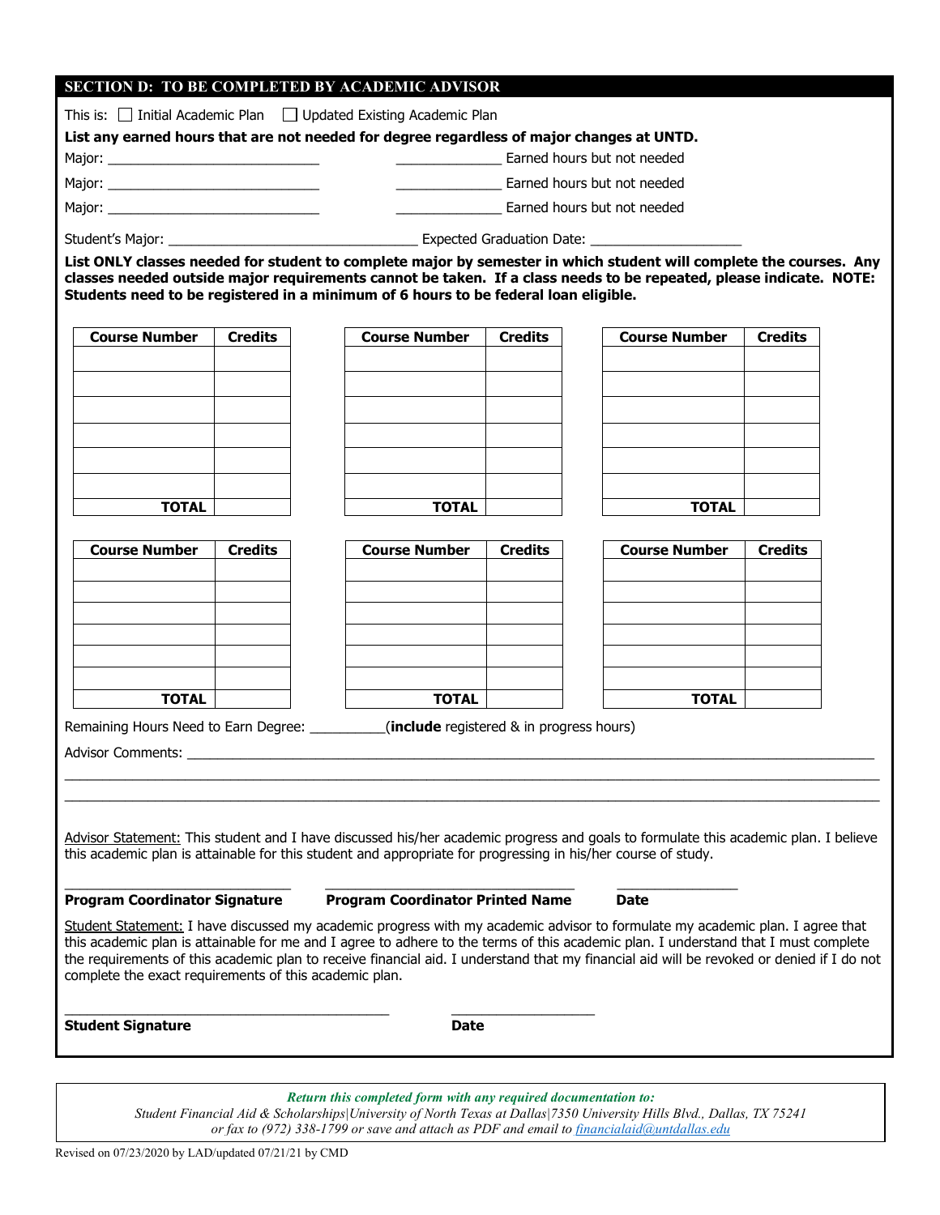## SECTION D: TO BE COMPLETED BY ACADEMIC ADVISOR

This is: ☐ Initial Academic Plan ☐ Updated Existing Academic Plan

**List any earned hours that are not needed for degree regardless of major changes at UNTD.**

Major: ___________________________ _____________ Earned hours but not needed

Major: ___________________________ _____________ Earned hours but not needed

Major: ___________________________ _____________ Earned hours but not needed

Student's Major: _______________________________ Expected Graduation Date: ___________________

**List ONLY classes needed for student to complete major by semester in which student will complete the courses. Any classes needed outside major requirements cannot be taken. If a class needs to be repeated, please indicate. NOTE: Students need to be registered in a minimum of 6 hours to be federal loan eligible.**

| Course Number | Credits |
|---|---|
| | |
| | |
| | |
| | |
| | |
| | |
| **TOTAL** | |

| Course Number | Credits |
|---|---|
| | |
| | |
| | |
| | |
| | |
| | |
| **TOTAL** | |

| Course Number | Credits |
|---|---|
| | |
| | |
| | |
| | |
| | |
| | |
| **TOTAL** | |

| Course Number | Credits |
|---|---|
| | |
| | |
| | |
| | |
| | |
| | |
| **TOTAL** | |

| Course Number | Credits |
|---|---|
| | |
| | |
| | |
| | |
| | |
| | |
| **TOTAL** | |

| Course Number | Credits |
|---|---|
| | |
| | |
| | |
| | |
| | |
| | |
| **TOTAL** | |

Remaining Hours Need to Earn Degree: __________(**include** registered & in progress hours)

Advisor Comments: ______________________________________________________________________________________

______________________________________________________________________________________________________

______________________________________________________________________________________________________

Advisor Statement: This student and I have discussed his/her academic progress and goals to formulate this academic plan. I believe this academic plan is attainable for this student and appropriate for progressing in his/her course of study.

___________________________ ______________________________ _______________

**Program Coordinator Signature** **Program Coordinator Printed Name** **Date**

Student Statement: I have discussed my academic progress with my academic advisor to formulate my academic plan. I agree that this academic plan is attainable for me and I agree to adhere to the terms of this academic plan. I understand that I must complete the requirements of this academic plan to receive financial aid. I understand that my financial aid will be revoked or denied if I do not complete the exact requirements of this academic plan.

________________________________________ ___________________

**Student Signature** **Date**

***Return this completed form with any required documentation to:***

*Student Financial Aid & Scholarships|University of North Texas at Dallas|7350 University Hills Blvd., Dallas, TX 75241 or fax to (972) 338-1799 or save and attach as PDF and email to financialaid@untdallas.edu*

Revised on 07/23/2020 by LAD/updated 07/21/21 by CMD